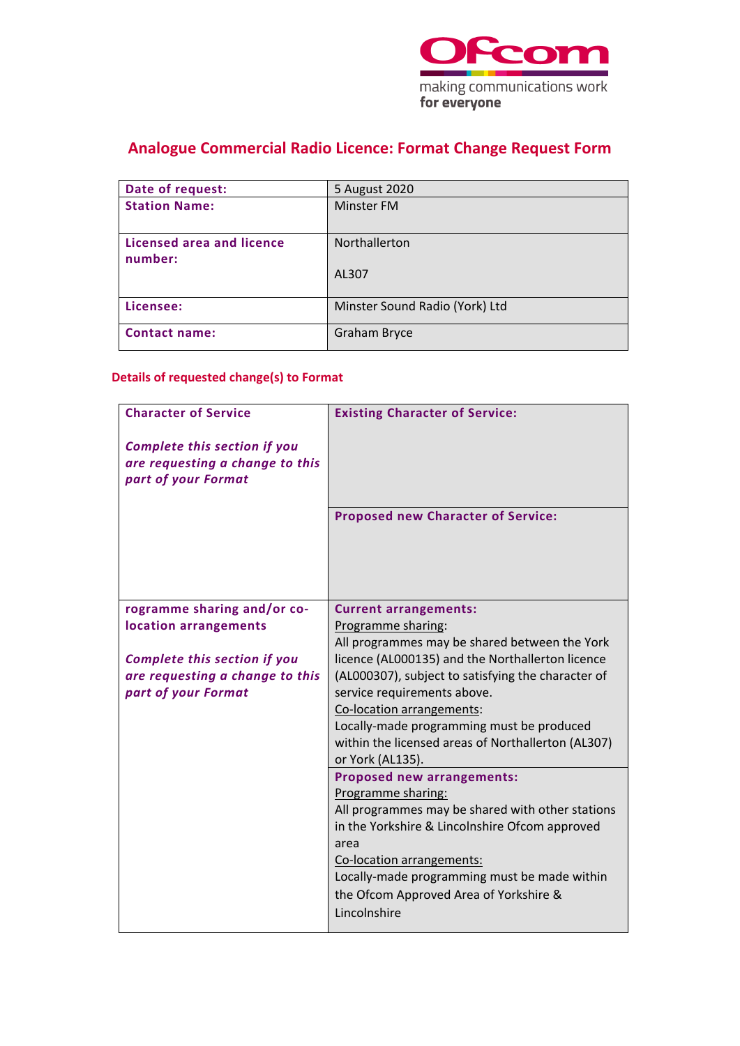Ofcom

making communications work
**for everyone**

# Analogue Commercial Radio Licence: Format Change Request Form

| | |
|---|---|
| **Date of request:** | 5 August 2020 |
| **Station Name:** | Minster FM |
| **Licensed area and licence number:** | Northallerton<br><br>AL307 |
| **Licensee:** | Minster Sound Radio (York) Ltd |
| **Contact name:** | Graham Bryce |

## Details of requested change(s) to Format

| | |
|---|---|
| **Character of Service**<br><br>***Complete this section if you are requesting a change to this part of your Format*** | **Existing Character of Service:** |
| | **Proposed new Character of Service:** |
| **rogramme sharing and/or co-location arrangements**<br><br>***Complete this section if you are requesting a change to this part of your Format*** | **Current arrangements:**<br>Programme sharing:<br>All programmes may be shared between the York licence (AL000135) and the Northallerton licence (AL000307), subject to satisfying the character of service requirements above.<br>Co-location arrangements:<br>Locally-made programming must be produced within the licensed areas of Northallerton (AL307) or York (AL135). |
| | **Proposed new arrangements:**<br>Programme sharing:<br>All programmes may be shared with other stations in the Yorkshire & Lincolnshire Ofcom approved area<br>Co-location arrangements:<br>Locally-made programming must be made within the Ofcom Approved Area of Yorkshire & Lincolnshire |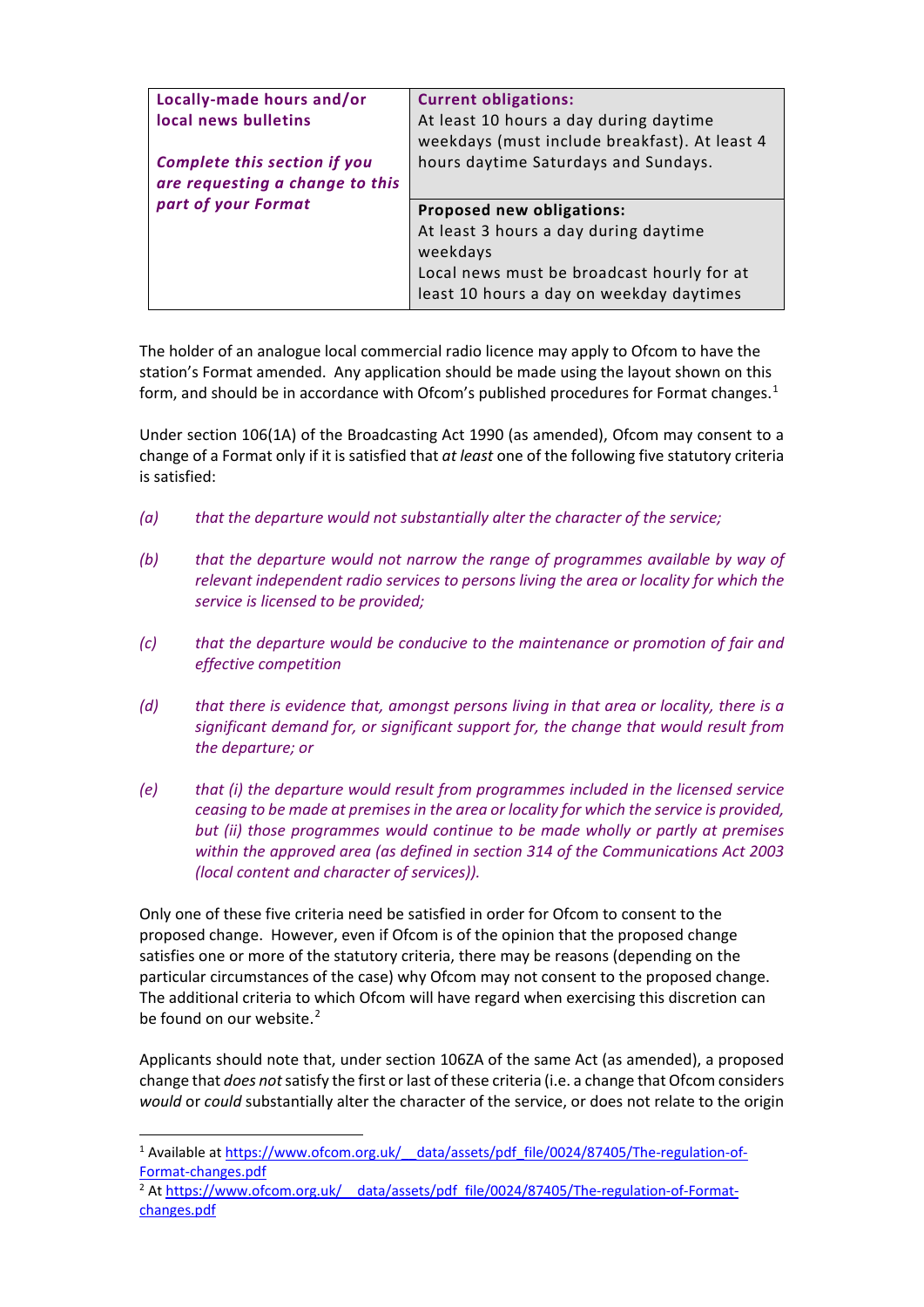| Locally-made hours and/or local news bulletins<br><br>*Complete this section if you are requesting a change to this part of your Format* | **Current obligations:**<br>At least 10 hours a day during daytime weekdays (must include breakfast). At least 4 hours daytime Saturdays and Sundays. |
|---|---|
| | **Proposed new obligations:**<br>At least 3 hours a day during daytime weekdays<br>Local news must be broadcast hourly for at least 10 hours a day on weekday daytimes |

The holder of an analogue local commercial radio licence may apply to Ofcom to have the station's Format amended. Any application should be made using the layout shown on this form, and should be in accordance with Ofcom's published procedures for Format changes.[1]

Under section 106(1A) of the Broadcasting Act 1990 (as amended), Ofcom may consent to a change of a Format only if it is satisfied that *at least* one of the following five statutory criteria is satisfied:

*(a)* *that the departure would not substantially alter the character of the service;*

*(b)* *that the departure would not narrow the range of programmes available by way of relevant independent radio services to persons living the area or locality for which the service is licensed to be provided;*

*(c)* *that the departure would be conducive to the maintenance or promotion of fair and effective competition*

*(d)* *that there is evidence that, amongst persons living in that area or locality, there is a significant demand for, or significant support for, the change that would result from the departure; or*

*(e)* *that (i) the departure would result from programmes included in the licensed service ceasing to be made at premises in the area or locality for which the service is provided, but (ii) those programmes would continue to be made wholly or partly at premises within the approved area (as defined in section 314 of the Communications Act 2003 (local content and character of services)).*

Only one of these five criteria need be satisfied in order for Ofcom to consent to the proposed change. However, even if Ofcom is of the opinion that the proposed change satisfies one or more of the statutory criteria, there may be reasons (depending on the particular circumstances of the case) why Ofcom may not consent to the proposed change. The additional criteria to which Ofcom will have regard when exercising this discretion can be found on our website.[2]

Applicants should note that, under section 106ZA of the same Act (as amended), a proposed change that *does not* satisfy the first or last of these criteria (i.e. a change that Ofcom considers *would* or *could* substantially alter the character of the service, or does not relate to the origin

[1] Available at https://www.ofcom.org.uk/__data/assets/pdf_file/0024/87405/The-regulation-of-Format-changes.pdf

[2] At https://www.ofcom.org.uk/__data/assets/pdf_file/0024/87405/The-regulation-of-Format-changes.pdf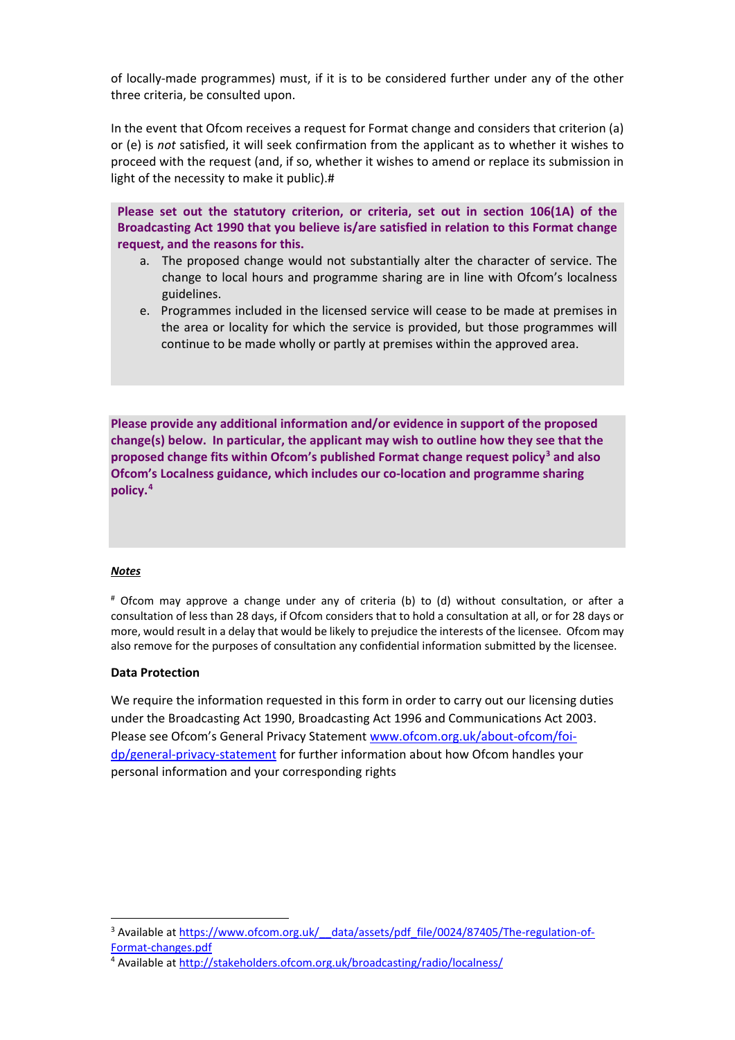of locally-made programmes) must, if it is to be considered further under any of the other three criteria, be consulted upon.

In the event that Ofcom receives a request for Format change and considers that criterion (a) or (e) is *not* satisfied, it will seek confirmation from the applicant as to whether it wishes to proceed with the request (and, if so, whether it wishes to amend or replace its submission in light of the necessity to make it public).#

**Please set out the statutory criterion, or criteria, set out in section 106(1A) of the Broadcasting Act 1990 that you believe is/are satisfied in relation to this Format change request, and the reasons for this.**

a. The proposed change would not substantially alter the character of service. The change to local hours and programme sharing are in line with Ofcom's localness guidelines.

e. Programmes included in the licensed service will cease to be made at premises in the area or locality for which the service is provided, but those programmes will continue to be made wholly or partly at premises within the approved area.

**Please provide any additional information and/or evidence in support of the proposed change(s) below. In particular, the applicant may wish to outline how they see that the proposed change fits within Ofcom's published Format change request policy[3] and also Ofcom's Localness guidance, which includes our co-location and programme sharing policy.[4]**

***Notes***

# Ofcom may approve a change under any of criteria (b) to (d) without consultation, or after a consultation of less than 28 days, if Ofcom considers that to hold a consultation at all, or for 28 days or more, would result in a delay that would be likely to prejudice the interests of the licensee. Ofcom may also remove for the purposes of consultation any confidential information submitted by the licensee.

**Data Protection**

We require the information requested in this form in order to carry out our licensing duties under the Broadcasting Act 1990, Broadcasting Act 1996 and Communications Act 2003. Please see Ofcom's General Privacy Statement www.ofcom.org.uk/about-ofcom/foi-dp/general-privacy-statement for further information about how Ofcom handles your personal information and your corresponding rights

---

[3] Available at https://www.ofcom.org.uk/__data/assets/pdf_file/0024/87405/The-regulation-of-Format-changes.pdf

[4] Available at http://stakeholders.ofcom.org.uk/broadcasting/radio/localness/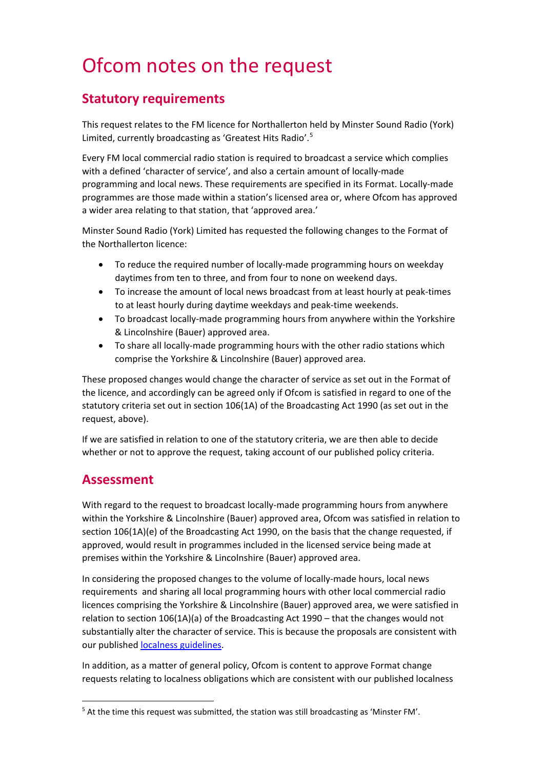# Ofcom notes on the request

## Statutory requirements

This request relates to the FM licence for Northallerton held by Minster Sound Radio (York) Limited, currently broadcasting as 'Greatest Hits Radio'.[5]

Every FM local commercial radio station is required to broadcast a service which complies with a defined 'character of service', and also a certain amount of locally-made programming and local news. These requirements are specified in its Format. Locally-made programmes are those made within a station's licensed area or, where Ofcom has approved a wider area relating to that station, that 'approved area.'

Minster Sound Radio (York) Limited has requested the following changes to the Format of the Northallerton licence:

- To reduce the required number of locally-made programming hours on weekday daytimes from ten to three, and from four to none on weekend days.
- To increase the amount of local news broadcast from at least hourly at peak-times to at least hourly during daytime weekdays and peak-time weekends.
- To broadcast locally-made programming hours from anywhere within the Yorkshire & Lincolnshire (Bauer) approved area.
- To share all locally-made programming hours with the other radio stations which comprise the Yorkshire & Lincolnshire (Bauer) approved area.

These proposed changes would change the character of service as set out in the Format of the licence, and accordingly can be agreed only if Ofcom is satisfied in regard to one of the statutory criteria set out in section 106(1A) of the Broadcasting Act 1990 (as set out in the request, above).

If we are satisfied in relation to one of the statutory criteria, we are then able to decide whether or not to approve the request, taking account of our published policy criteria.

## Assessment

With regard to the request to broadcast locally-made programming hours from anywhere within the Yorkshire & Lincolnshire (Bauer) approved area, Ofcom was satisfied in relation to section 106(1A)(e) of the Broadcasting Act 1990, on the basis that the change requested, if approved, would result in programmes included in the licensed service being made at premises within the Yorkshire & Lincolnshire (Bauer) approved area.

In considering the proposed changes to the volume of locally-made hours, local news requirements and sharing all local programming hours with other local commercial radio licences comprising the Yorkshire & Lincolnshire (Bauer) approved area, we were satisfied in relation to section 106(1A)(a) of the Broadcasting Act 1990 – that the changes would not substantially alter the character of service. This is because the proposals are consistent with our published localness guidelines.

In addition, as a matter of general policy, Ofcom is content to approve Format change requests relating to localness obligations which are consistent with our published localness

[5] At the time this request was submitted, the station was still broadcasting as 'Minster FM'.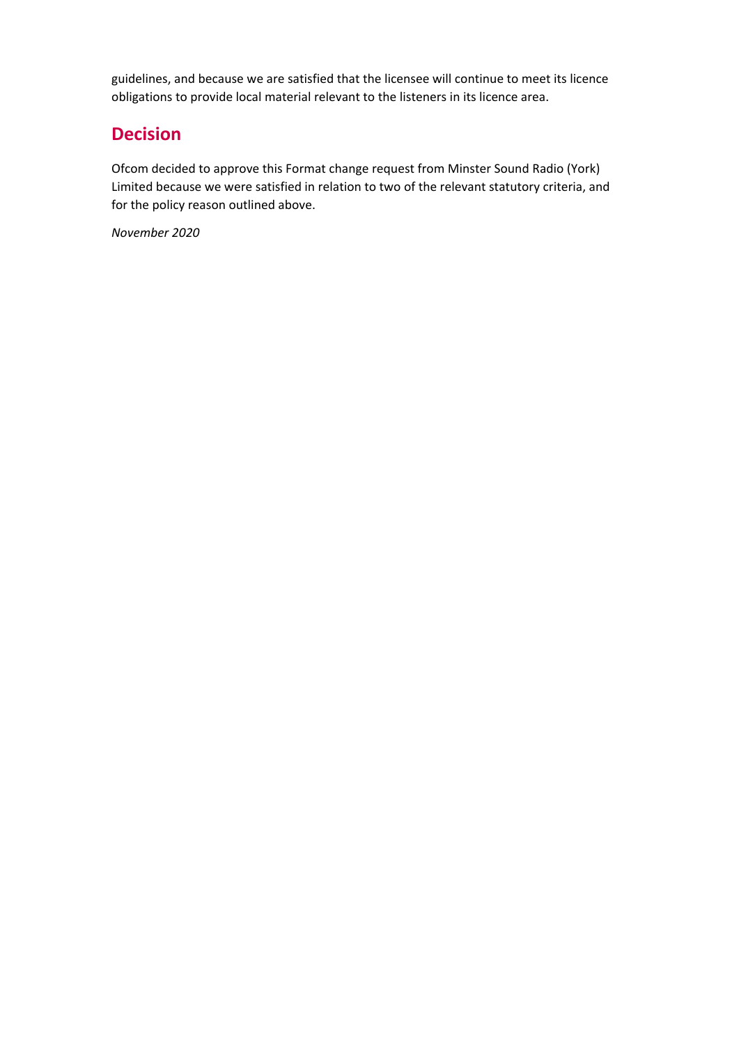guidelines, and because we are satisfied that the licensee will continue to meet its licence obligations to provide local material relevant to the listeners in its licence area.

## Decision

Ofcom decided to approve this Format change request from Minster Sound Radio (York) Limited because we were satisfied in relation to two of the relevant statutory criteria, and for the policy reason outlined above.

*November 2020*